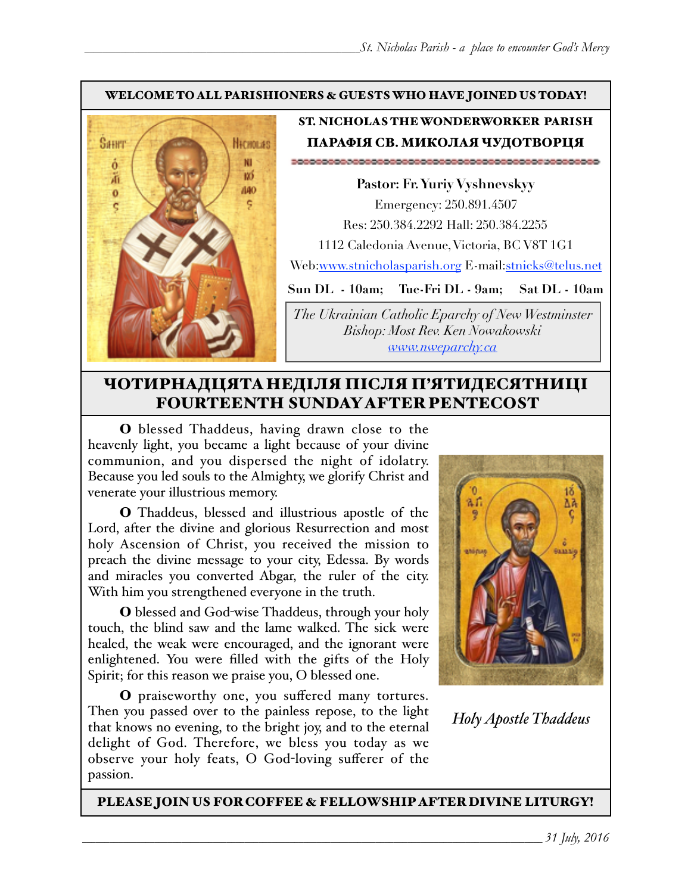**WELCOME TO ALL PARISHIONERS & GUESTS WHO HAVE JOINED US TODAY!**

**ST. NICHOLAS THE WONDERWORKER PARISH**

**ПАРАФІЯ СВ. МИКОЛАЯ ЧУДОТВОРЦЯ**

**Pastor: Fr. Yuriy Vyshnevskyy**

Emergency: 250.891.4507

Res: 250.384.2292 Hall: 250.384.2255

1112 Caledonia Avenue, Victoria, BC V8T 1G1

Web:[www.stnicholasparish.org](http://www.stnicholasparish.org) E-mail:[stnicks@telus.net](mailto:stnicks@telus.net)

**Sun DL - 10am; Tue-Fri DL - 9am; Sat DL - 10am**

*The Ukrainian Catholic Eparchy of New Westminster*
*Bishop: Most Rev. Ken Nowakowski*
*[www.nweparchy.ca](http://www.nweparchy.ca)*

# ЧОТИРНАДЦЯТА НЕДІЛЯ ПІСЛЯ П'ЯТИДЕСЯТНИЦІ
# FOURTEENTH SUNDAY AFTER PENTECOST

**O** blessed Thaddeus, having drawn close to the heavenly light, you became a light because of your divine communion, and you dispersed the night of idolatry. Because you led souls to the Almighty, we glorify Christ and venerate your illustrious memory.

**O** Thaddeus, blessed and illustrious apostle of the Lord, after the divine and glorious Resurrection and most holy Ascension of Christ, you received the mission to preach the divine message to your city, Edessa. By words and miracles you converted Abgar, the ruler of the city. With him you strengthened everyone in the truth.

**O** blessed and God-wise Thaddeus, through your holy touch, the blind saw and the lame walked. The sick were healed, the weak were encouraged, and the ignorant were enlightened. You were filled with the gifts of the Holy Spirit; for this reason we praise you, O blessed one.

**O** praiseworthy one, you suffered many tortures. Then you passed over to the painless repose, to the light that knows no evening, to the bright joy, and to the eternal delight of God. Therefore, we bless you today as we observe your holy feats, O God-loving sufferer of the passion.

*Holy Apostle Thaddeus*

**PLEASE JOIN US FOR COFFEE & FELLOWSHIP AFTER DIVINE LITURGY!**

*31 July, 2016*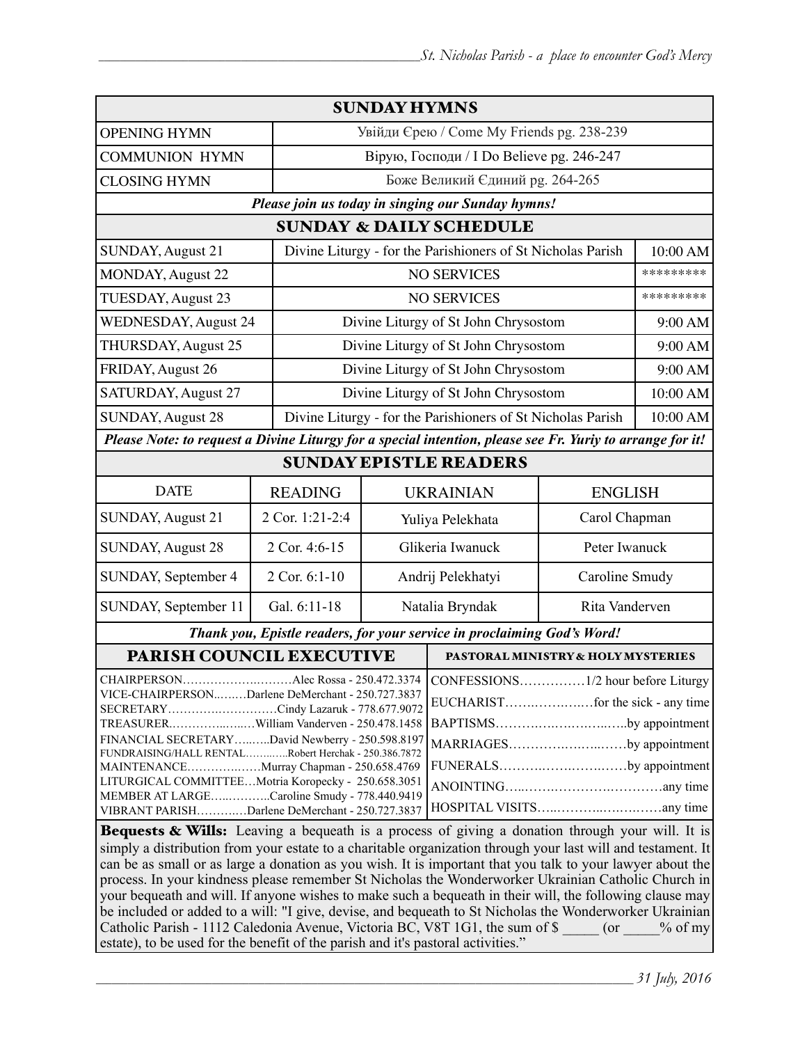## SUNDAY HYMNS

| | |
|---|---|
| OPENING HYMN | Увійди Єрею / Come My Friends pg. 238-239 |
| COMMUNION HYMN | Вірую, Господи / I Do Believe pg. 246-247 |
| CLOSING HYMN | Боже Великий Єдиний pg. 264-265 |

***Please join us today in singing our Sunday hymns!***

## SUNDAY & DAILY SCHEDULE

| | | |
|---|---|---|
| SUNDAY, August 21 | Divine Liturgy - for the Parishioners of St Nicholas Parish | 10:00 AM |
| MONDAY, August 22 | NO SERVICES | ********* |
| TUESDAY, August 23 | NO SERVICES | ********* |
| WEDNESDAY, August 24 | Divine Liturgy of St John Chrysostom | 9:00 AM |
| THURSDAY, August 25 | Divine Liturgy of St John Chrysostom | 9:00 AM |
| FRIDAY, August 26 | Divine Liturgy of St John Chrysostom | 9:00 AM |
| SATURDAY, August 27 | Divine Liturgy of St John Chrysostom | 10:00 AM |
| SUNDAY, August 28 | Divine Liturgy - for the Parishioners of St Nicholas Parish | 10:00 AM |

***Please Note: to request a Divine Liturgy for a special intention, please see Fr. Yuriy to arrange for it!***

## SUNDAY EPISTLE READERS

| DATE | READING | UKRAINIAN | ENGLISH |
|---|---|---|---|
| SUNDAY, August 21 | 2 Cor. 1:21-2:4 | Yuliya Pelekhata | Carol Chapman |
| SUNDAY, August 28 | 2 Cor. 4:6-15 | Glikeria Iwanuck | Peter Iwanuck |
| SUNDAY, September 4 | 2 Cor. 6:1-10 | Andrij Pelekhatyi | Caroline Smudy |
| SUNDAY, September 11 | Gal. 6:11-18 | Natalia Bryndak | Rita Vanderven |

***Thank you, Epistle readers, for your service in proclaiming God's Word!***

## PARISH COUNCIL EXECUTIVE

CHAIRPERSON……………….………Alec Rossa - 250.472.3374
VICE-CHAIRPERSON..….…Darlene DeMerchant - 250.727.3837
SECRETARY……………………….Cindy Lazaruk - 778.677.9072
TREASURER………….….…William Vanderven - 250.478.1458
FINANCIAL SECRETARY….…..David Newberry - 250.598.8197
FUNDRAISING/HALL RENTAL………..Robert Herchak - 250.386.7872
MAINTENANCE……………Murray Chapman - 250.658.4769
LITURGICAL COMMITTEE…Motria Koropecky - 250.658.3051
MEMBER AT LARGE……………Caroline Smudy - 778.440.9419
VIBRANT PARISH…………Darlene DeMerchant - 250.727.3837

## PASTORAL MINISTRY & HOLY MYSTERIES

CONFESSIONS……………1/2 hour before Liturgy
EUCHARIST……………for the sick - any time
BAPTISMS……………………….by appointment
MARRIAGES……………………by appointment
FUNERALS……………………by appointment
ANOINTING…………………………any time
HOSPITAL VISITS……………………any time

**Bequests & Wills:** Leaving a bequeath is a process of giving a donation through your will. It is simply a distribution from your estate to a charitable organization through your last will and testament. It can be as small or as large a donation as you wish. It is important that you talk to your lawyer about the process. In your kindness please remember St Nicholas the Wonderworker Ukrainian Catholic Church in your bequeath and will. If anyone wishes to make such a bequeath in their will, the following clause may be included or added to a will: "I give, devise, and bequeath to St Nicholas the Wonderworker Ukrainian Catholic Parish - 1112 Caledonia Avenue, Victoria BC, V8T 1G1, the sum of $ _____ (or _____% of my estate), to be used for the benefit of the parish and it's pastoral activities."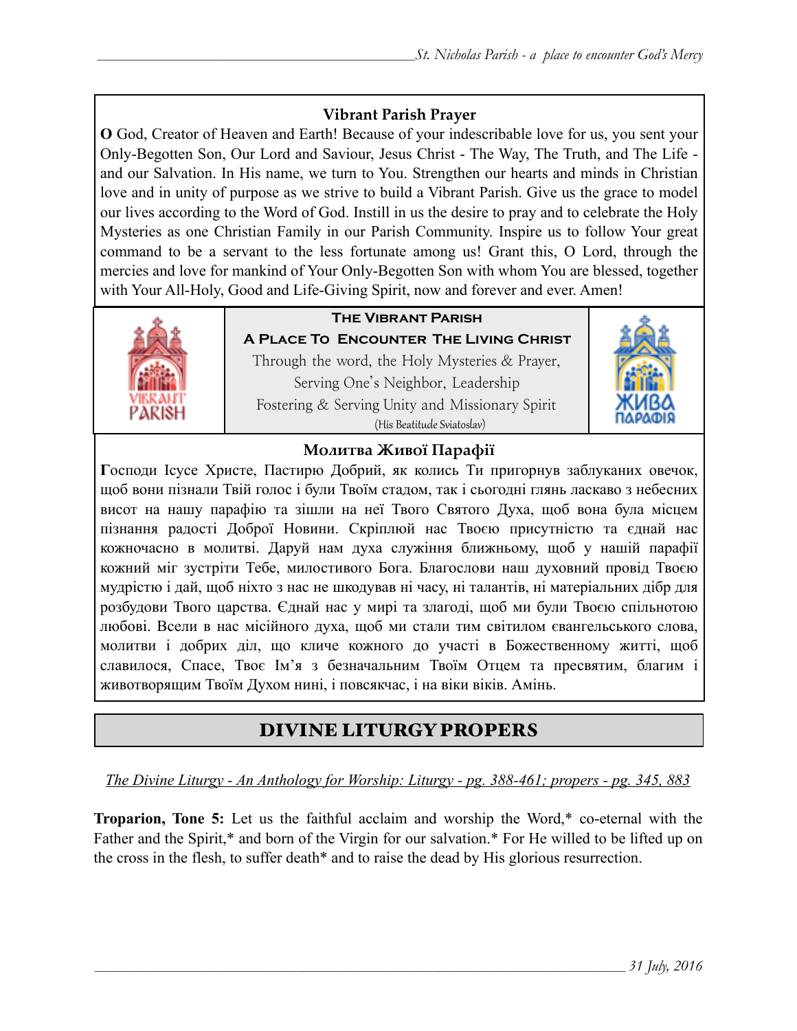### Vibrant Parish Prayer

**O** God, Creator of Heaven and Earth! Because of your indescribable love for us, you sent your Only-Begotten Son, Our Lord and Saviour, Jesus Christ - The Way, The Truth, and The Life - and our Salvation. In His name, we turn to You. Strengthen our hearts and minds in Christian love and in unity of purpose as we strive to build a Vibrant Parish. Give us the grace to model our lives according to the Word of God. Instill in us the desire to pray and to celebrate the Holy Mysteries as one Christian Family in our Parish Community. Inspire us to follow Your great command to be a servant to the less fortunate among us! Grant this, O Lord, through the mercies and love for mankind of Your Only-Begotten Son with whom You are blessed, together with Your All-Holy, Good and Life-Giving Spirit, now and forever and ever. Amen!

VIBRANT PARISH

**The Vibrant Parish**

**A Place To Encounter The Living Christ**

Through the word, the Holy Mysteries & Prayer,
Serving One's Neighbor, Leadership
Fostering & Serving Unity and Missionary Spirit
(His Beatitude Sviatoslav)

ЖИВА ПАРАФІЯ

### Молитва Живої Парафії

**Г**осподи Ісусе Христе, Пастирю Добрий, як колись Ти пригорнув заблуканих овечок, щоб вони пізнали Твій голос і були Твоїм стадом, так і сьогодні глянь ласкаво з небесних висот на нашу парафію та зішли на неї Твого Святого Духа, щоб вона була місцем пізнання радості Доброї Новини. Скріплюй нас Твоєю присутністю та єднай нас кожночасно в молитві. Даруй нам духа служіння ближньому, щоб у нашій парафії кожний міг зустріти Тебе, милостивого Бога. Благослови наш духовний провід Твоєю мудрістю і дай, щоб ніхто з нас не шкодував ні часу, ні талантів, ні матеріальних дібр для розбудови Твого царства. Єднай нас у мирі та злагоді, щоб ми були Твоєю спільнотою любові. Всели в нас місійного духа, щоб ми стали тим світилом євангельського слова, молитви і добрих діл, що кличе кожного до участі в Божественному житті, щоб славилося, Спасе, Твоє Ім'я з безначальним Твоїм Отцем та пресвятим, благим і животворящим Твоїм Духом нині, і повсякчас, і на віки віків. Амінь.

## DIVINE LITURGY PROPERS

*The Divine Liturgy - An Anthology for Worship: Liturgy - pg. 388-461; propers - pg. 345, 883*

**Troparion, Tone 5:** Let us the faithful acclaim and worship the Word,* co-eternal with the Father and the Spirit,* and born of the Virgin for our salvation.* For He willed to be lifted up on the cross in the flesh, to suffer death* and to raise the dead by His glorious resurrection.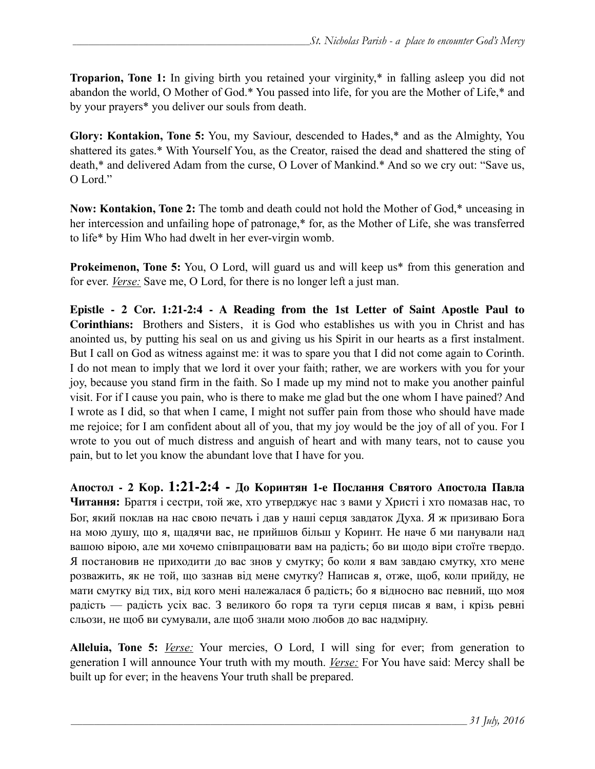**Troparion, Tone 1:** In giving birth you retained your virginity,* in falling asleep you did not abandon the world, O Mother of God.* You passed into life, for you are the Mother of Life,* and by your prayers* you deliver our souls from death.

**Glory: Kontakion, Tone 5:** You, my Saviour, descended to Hades,* and as the Almighty, You shattered its gates.* With Yourself You, as the Creator, raised the dead and shattered the sting of death,* and delivered Adam from the curse, O Lover of Mankind.* And so we cry out: "Save us, O Lord."

**Now: Kontakion, Tone 2:** The tomb and death could not hold the Mother of God,* unceasing in her intercession and unfailing hope of patronage,* for, as the Mother of Life, she was transferred to life* by Him Who had dwelt in her ever-virgin womb.

**Prokeimenon, Tone 5:** You, O Lord, will guard us and will keep us* from this generation and for ever. *Verse:* Save me, O Lord, for there is no longer left a just man.

**Epistle - 2 Cor. 1:21-2:4 - A Reading from the 1st Letter of Saint Apostle Paul to Corinthians:** Brothers and Sisters, it is God who establishes us with you in Christ and has anointed us, by putting his seal on us and giving us his Spirit in our hearts as a first instalment. But I call on God as witness against me: it was to spare you that I did not come again to Corinth. I do not mean to imply that we lord it over your faith; rather, we are workers with you for your joy, because you stand firm in the faith. So I made up my mind not to make you another painful visit. For if I cause you pain, who is there to make me glad but the one whom I have pained? And I wrote as I did, so that when I came, I might not suffer pain from those who should have made me rejoice; for I am confident about all of you, that my joy would be the joy of all of you. For I wrote to you out of much distress and anguish of heart and with many tears, not to cause you pain, but to let you know the abundant love that I have for you.

**Апостол - 2 Кор. 1:21-2:4 - До Коринтян 1-е Послання Святого Апостола Павла Читання:** Браття і сестри, той же, хто утверджує нас з вами у Христі і хто помазав нас, то Бог, який поклав на нас свою печать і дав у наші серця завдаток Духа. Я ж призиваю Бога на мою душу, що я, щадячи вас, не прийшов більш у Коринт. Не наче б ми панували над вашою вірою, але ми хочемо співпрацювати вам на радість; бо ви щодо віри стоїте твердо. Я постановив не приходити до вас знов у смутку; бо коли я вам завдаю смутку, хто мене розважить, як не той, що зазнав від мене смутку? Написав я, отже, щоб, коли прийду, не мати смутку від тих, від кого мені належалася б радість; бо я відносно вас певний, що моя радість — радість усіх вас. З великого бо горя та туги серця писав я вам, і крізь ревні сльози, не щоб ви сумували, але щоб знали мою любов до вас надмірну.

**Alleluia, Tone 5:** *Verse:* Your mercies, O Lord, I will sing for ever; from generation to generation I will announce Your truth with my mouth. *Verse:* For You have said: Mercy shall be built up for ever; in the heavens Your truth shall be prepared.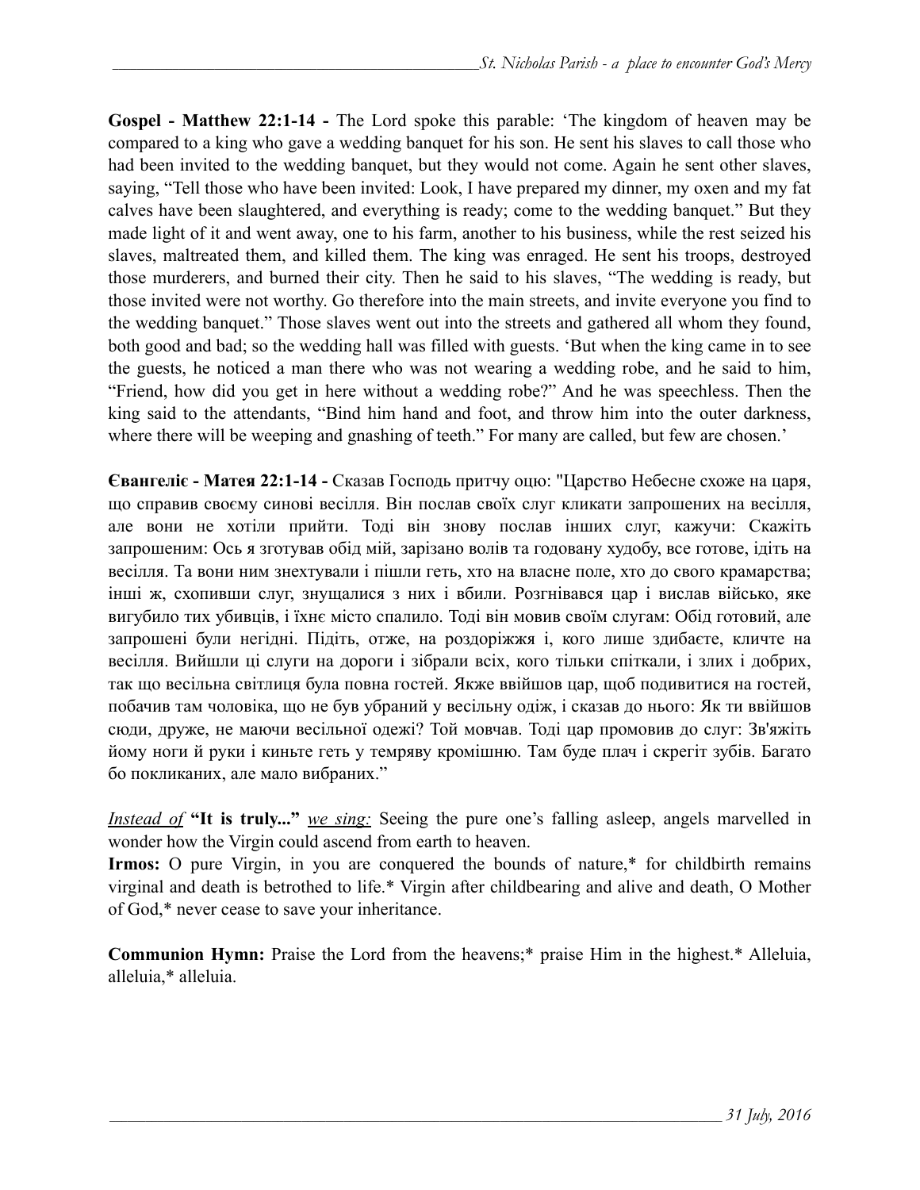**Gospel - Matthew 22:1-14 -** The Lord spoke this parable: 'The kingdom of heaven may be compared to a king who gave a wedding banquet for his son. He sent his slaves to call those who had been invited to the wedding banquet, but they would not come. Again he sent other slaves, saying, "Tell those who have been invited: Look, I have prepared my dinner, my oxen and my fat calves have been slaughtered, and everything is ready; come to the wedding banquet." But they made light of it and went away, one to his farm, another to his business, while the rest seized his slaves, maltreated them, and killed them. The king was enraged. He sent his troops, destroyed those murderers, and burned their city. Then he said to his slaves, "The wedding is ready, but those invited were not worthy. Go therefore into the main streets, and invite everyone you find to the wedding banquet." Those slaves went out into the streets and gathered all whom they found, both good and bad; so the wedding hall was filled with guests. 'But when the king came in to see the guests, he noticed a man there who was not wearing a wedding robe, and he said to him, "Friend, how did you get in here without a wedding robe?" And he was speechless. Then the king said to the attendants, "Bind him hand and foot, and throw him into the outer darkness, where there will be weeping and gnashing of teeth." For many are called, but few are chosen.'

**Євангеліє - Матея 22:1-14 -** Сказав Господь притчу оцю: "Царство Небесне схоже на царя, що справив своєму синові весілля. Він послав своїх слуг кликати запрошених на весілля, але вони не хотіли прийти. Тоді він знову послав інших слуг, кажучи: Скажіть запрошеним: Ось я зготував обід мій, зарізано волів та годовану худобу, все готове, ідіть на весілля. Та вони ним знехтували і пішли геть, хто на власне поле, хто до свого крамарства; інші ж, схопивши слуг, знущалися з них і вбили. Розгнівався цар і вислав військо, яке вигубило тих убивців, і їхнє місто спалило. Тоді він мовив своїм слугам: Обід готовий, але запрошені були негідні. Підіть, отже, на роздоріжжя і, кого лише здибаєте, кличте на весілля. Вийшли ці слуги на дороги і зібрали всіх, кого тільки спіткали, і злих і добрих, так що весільна світлиця була повна гостей. Якже ввійшов цар, щоб подивитися на гостей, побачив там чоловіка, що не був убраний у весільну одіж, і сказав до нього: Як ти ввійшов сюди, друже, не маючи весільної одежі? Той мовчав. Тоді цар промовив до слуг: Зв'яжіть йому ноги й руки і киньте геть у темряву кромішню. Там буде плач і скрегіт зубів. Багато бо покликаних, але мало вибраних."

*Instead of* **"It is truly..."** *we sing:* Seeing the pure one's falling asleep, angels marvelled in wonder how the Virgin could ascend from earth to heaven.

**Irmos:** O pure Virgin, in you are conquered the bounds of nature,* for childbirth remains virginal and death is betrothed to life.* Virgin after childbearing and alive and death, O Mother of God,* never cease to save your inheritance.

**Communion Hymn:** Praise the Lord from the heavens;* praise Him in the highest.* Alleluia, alleluia,* alleluia.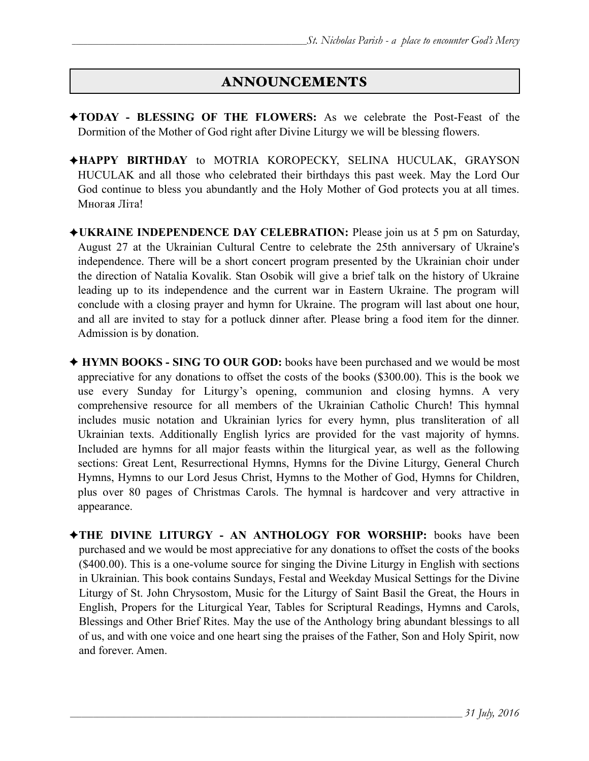## ANNOUNCEMENTS

✦**TODAY - BLESSING OF THE FLOWERS:** As we celebrate the Post-Feast of the Dormition of the Mother of God right after Divine Liturgy we will be blessing flowers.

✦**HAPPY BIRTHDAY** to MOTRIA KOROPECKY, SELINA HUCULAK, GRAYSON HUCULAK and all those who celebrated their birthdays this past week. May the Lord Our God continue to bless you abundantly and the Holy Mother of God protects you at all times. Многая Літа!

✦**UKRAINE INDEPENDENCE DAY CELEBRATION:** Please join us at 5 pm on Saturday, August 27 at the Ukrainian Cultural Centre to celebrate the 25th anniversary of Ukraine's independence. There will be a short concert program presented by the Ukrainian choir under the direction of Natalia Kovalik. Stan Osobik will give a brief talk on the history of Ukraine leading up to its independence and the current war in Eastern Ukraine. The program will conclude with a closing prayer and hymn for Ukraine. The program will last about one hour, and all are invited to stay for a potluck dinner after. Please bring a food item for the dinner. Admission is by donation.

✦ **HYMN BOOKS - SING TO OUR GOD:** books have been purchased and we would be most appreciative for any donations to offset the costs of the books ($300.00). This is the book we use every Sunday for Liturgy's opening, communion and closing hymns. A very comprehensive resource for all members of the Ukrainian Catholic Church! This hymnal includes music notation and Ukrainian lyrics for every hymn, plus transliteration of all Ukrainian texts. Additionally English lyrics are provided for the vast majority of hymns. Included are hymns for all major feasts within the liturgical year, as well as the following sections: Great Lent, Resurrectional Hymns, Hymns for the Divine Liturgy, General Church Hymns, Hymns to our Lord Jesus Christ, Hymns to the Mother of God, Hymns for Children, plus over 80 pages of Christmas Carols. The hymnal is hardcover and very attractive in appearance.

✦**THE DIVINE LITURGY - AN ANTHOLOGY FOR WORSHIP:** books have been purchased and we would be most appreciative for any donations to offset the costs of the books ($400.00). This is a one-volume source for singing the Divine Liturgy in English with sections in Ukrainian. This book contains Sundays, Festal and Weekday Musical Settings for the Divine Liturgy of St. John Chrysostom, Music for the Liturgy of Saint Basil the Great, the Hours in English, Propers for the Liturgical Year, Tables for Scriptural Readings, Hymns and Carols, Blessings and Other Brief Rites. May the use of the Anthology bring abundant blessings to all of us, and with one voice and one heart sing the praises of the Father, Son and Holy Spirit, now and forever. Amen.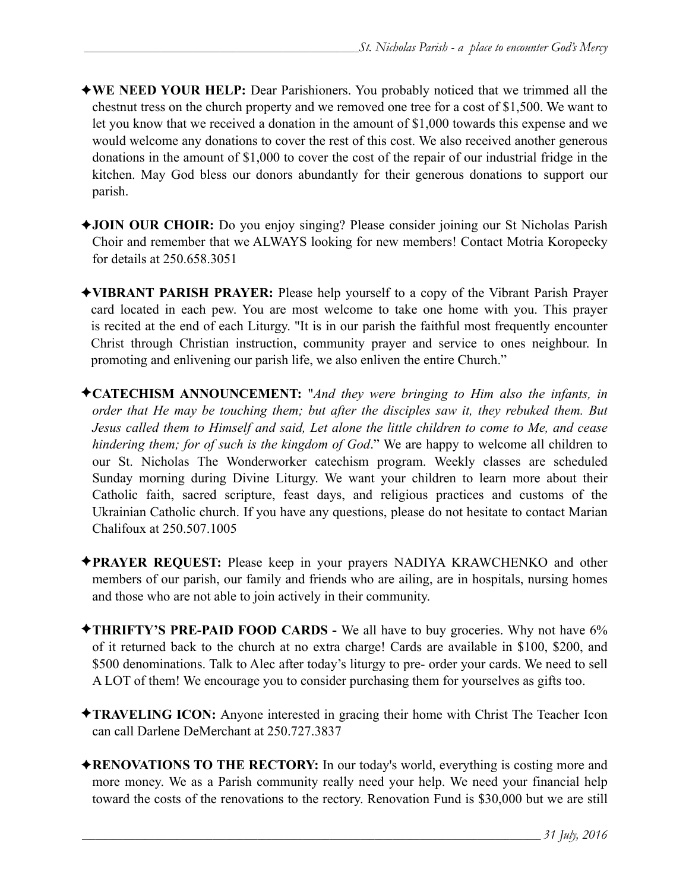✦**WE NEED YOUR HELP:** Dear Parishioners. You probably noticed that we trimmed all the chestnut tress on the church property and we removed one tree for a cost of $1,500. We want to let you know that we received a donation in the amount of $1,000 towards this expense and we would welcome any donations to cover the rest of this cost. We also received another generous donations in the amount of $1,000 to cover the cost of the repair of our industrial fridge in the kitchen. May God bless our donors abundantly for their generous donations to support our parish.

✦**JOIN OUR CHOIR:** Do you enjoy singing? Please consider joining our St Nicholas Parish Choir and remember that we ALWAYS looking for new members! Contact Motria Koropecky for details at 250.658.3051

✦**VIBRANT PARISH PRAYER:** Please help yourself to a copy of the Vibrant Parish Prayer card located in each pew. You are most welcome to take one home with you. This prayer is recited at the end of each Liturgy. "It is in our parish the faithful most frequently encounter Christ through Christian instruction, community prayer and service to ones neighbour. In promoting and enlivening our parish life, we also enliven the entire Church."

✦**CATECHISM ANNOUNCEMENT:** "*And they were bringing to Him also the infants, in order that He may be touching them; but after the disciples saw it, they rebuked them. But Jesus called them to Himself and said, Let alone the little children to come to Me, and cease hindering them; for of such is the kingdom of God*." We are happy to welcome all children to our St. Nicholas The Wonderworker catechism program. Weekly classes are scheduled Sunday morning during Divine Liturgy. We want your children to learn more about their Catholic faith, sacred scripture, feast days, and religious practices and customs of the Ukrainian Catholic church. If you have any questions, please do not hesitate to contact Marian Chalifoux at 250.507.1005

✦**PRAYER REQUEST:** Please keep in your prayers NADIYA KRAWCHENKO and other members of our parish, our family and friends who are ailing, are in hospitals, nursing homes and those who are not able to join actively in their community.

✦**THRIFTY'S PRE-PAID FOOD CARDS -** We all have to buy groceries. Why not have 6% of it returned back to the church at no extra charge! Cards are available in $100, $200, and $500 denominations. Talk to Alec after today's liturgy to pre- order your cards. We need to sell A LOT of them! We encourage you to consider purchasing them for yourselves as gifts too.

✦**TRAVELING ICON:** Anyone interested in gracing their home with Christ The Teacher Icon can call Darlene DeMerchant at 250.727.3837

✦**RENOVATIONS TO THE RECTORY:** In our today's world, everything is costing more and more money. We as a Parish community really need your help. We need your financial help toward the costs of the renovations to the rectory. Renovation Fund is $30,000 but we are still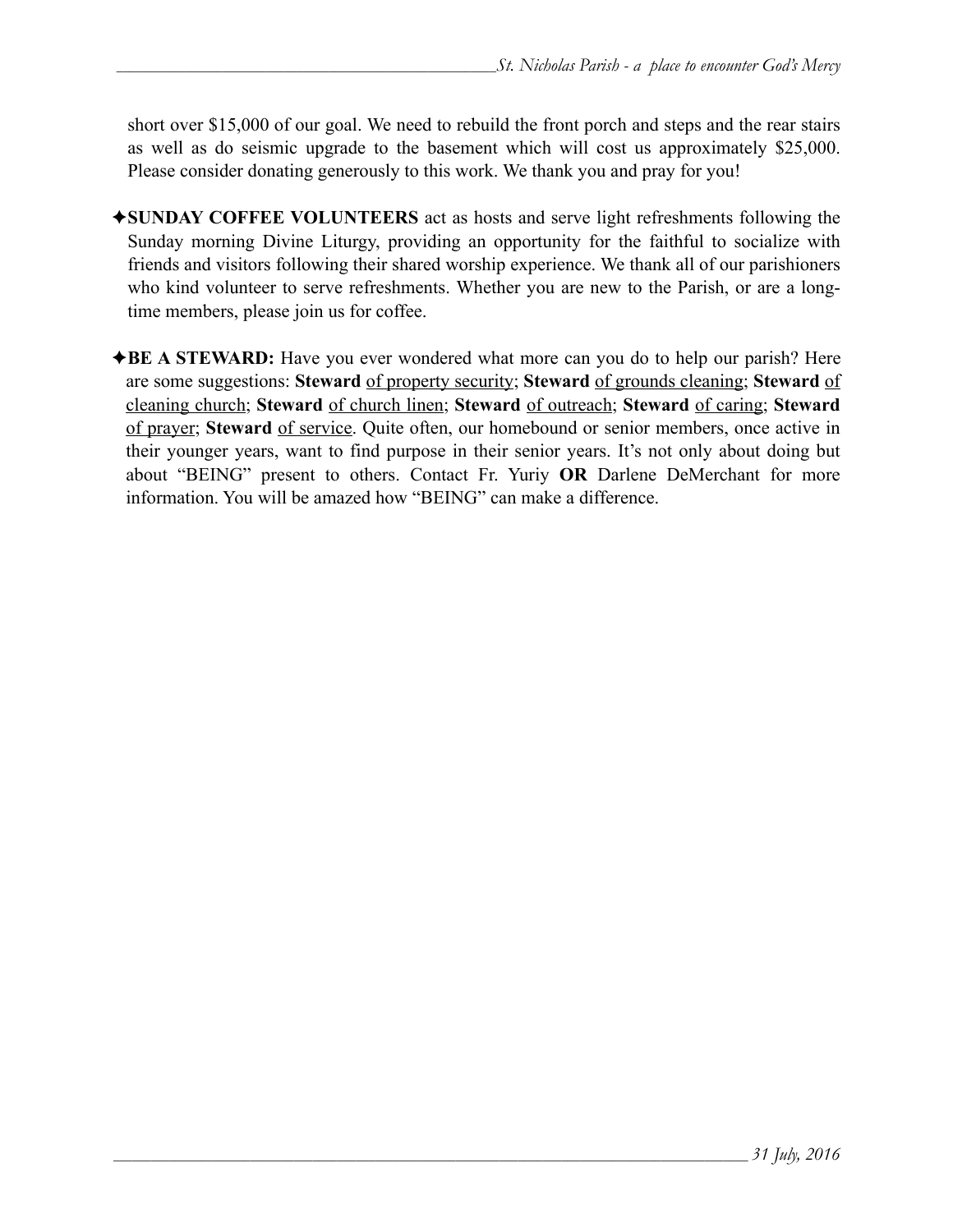short over $15,000 of our goal. We need to rebuild the front porch and steps and the rear stairs as well as do seismic upgrade to the basement which will cost us approximately $25,000. Please consider donating generously to this work. We thank you and pray for you!

✦**SUNDAY COFFEE VOLUNTEERS** act as hosts and serve light refreshments following the Sunday morning Divine Liturgy, providing an opportunity for the faithful to socialize with friends and visitors following their shared worship experience. We thank all of our parishioners who kind volunteer to serve refreshments. Whether you are new to the Parish, or are a long-time members, please join us for coffee.

✦**BE A STEWARD:** Have you ever wondered what more can you do to help our parish? Here are some suggestions: **Steward** <u>of property security</u>; **Steward** <u>of grounds cleaning</u>; **Steward** <u>of cleaning church</u>; **Steward** <u>of church linen</u>; **Steward** <u>of outreach</u>; **Steward** <u>of caring</u>; **Steward** <u>of prayer</u>; **Steward** <u>of service</u>. Quite often, our homebound or senior members, once active in their younger years, want to find purpose in their senior years. It's not only about doing but about "BEING" present to others. Contact Fr. Yuriy **OR** Darlene DeMerchant for more information. You will be amazed how "BEING" can make a difference.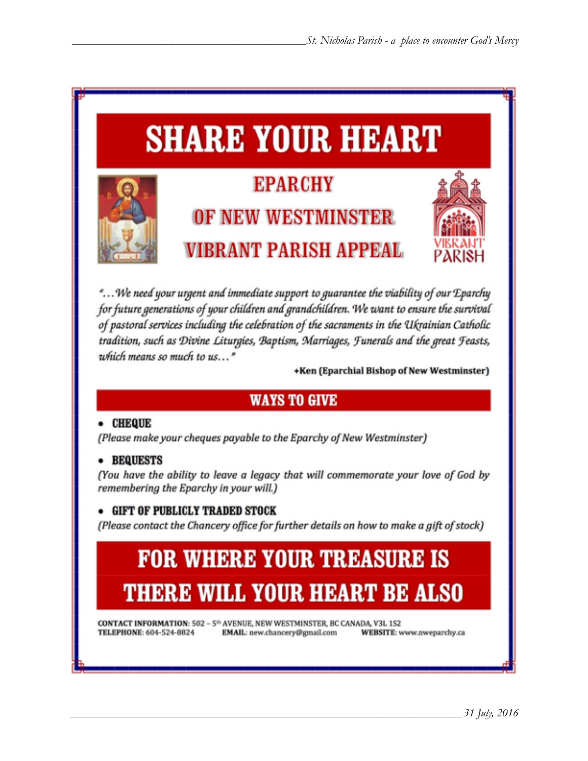# SHARE YOUR HEART

## EPARCHY OF NEW WESTMINSTER VIBRANT PARISH APPEAL

VIBRANT PARISH

*"…We need your urgent and immediate support to guarantee the viability of our Eparchy for future generations of your children and grandchildren. We want to ensure the survival of pastoral services including the celebration of the sacraments in the Ukrainian Catholic tradition, such as Divine Liturgies, Baptism, Marriages, Funerals and the great Feasts, which means so much to us…"*

**+Ken (Eparchial Bishop of New Westminster)**

## WAYS TO GIVE

- **CHEQUE**

*(Please make your cheques payable to the Eparchy of New Westminster)*

- **BEQUESTS**

*(You have the ability to leave a legacy that will commemorate your love of God by remembering the Eparchy in your will.)*

- **GIFT OF PUBLICLY TRADED STOCK**

*(Please contact the Chancery office for further details on how to make a gift of stock)*

## FOR WHERE YOUR TREASURE IS THERE WILL YOUR HEART BE ALSO

**CONTACT INFORMATION**: 502 – 5th AVENUE, NEW WESTMINSTER, BC CANADA, V3L 1S2
**TELEPHONE**: 604-524-8824 **EMAIL**: new.chancery@gmail.com **WEBSITE**: www.nweparchy.ca